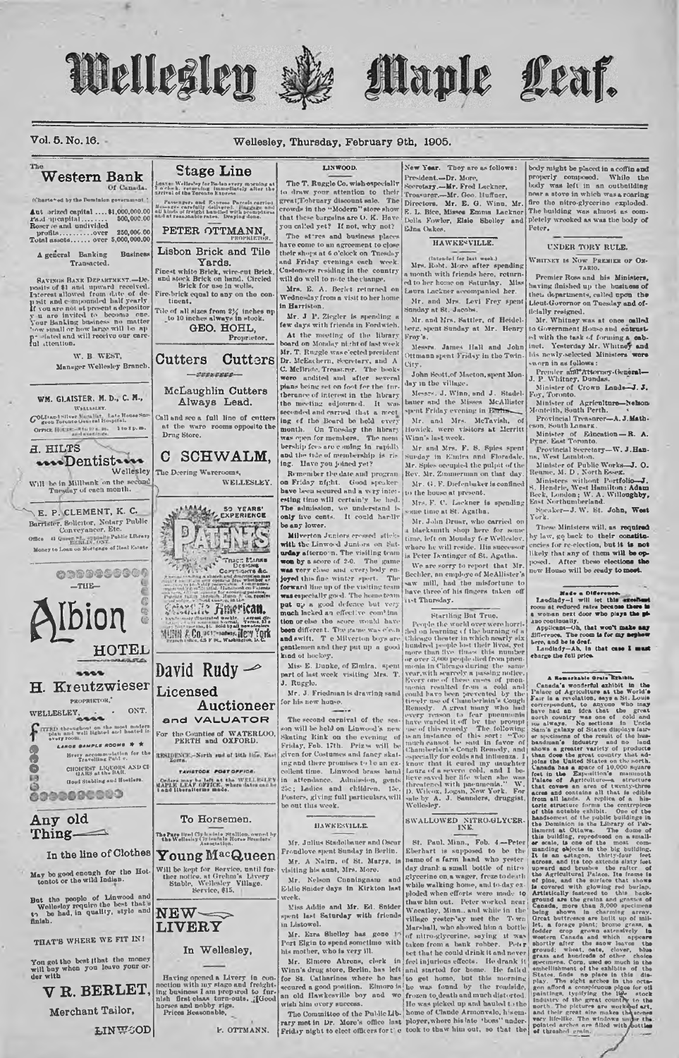# Wellesley Maple Leaf.

Vol. 5. No. 16. Wellesley, Thursday, February 9th, 1905.

## The Western Bank Of Canada.

(Chartered by the Dominion government.)

Authorized capital .... $1,000,000.00
Paid up capital .......... 500,000.00
Reserve and undivided profits .......... over 250,000.00
Total assets ...... over 5,000,000.00

A general Banking Business Transacted.

SAVINGS BANK DEPARTMENT.—Deposits of $1 and upward received. Interest allowed from date of deposit and compounded half yearly. If you are not at present a depositor you are invited to become one. Your Banking business no matter how small or how large will be appreciated and will receive our careful attention.

W. B. WEST,
Manager Wellesley Branch.

---

WM. GLAISTER, M. D., C. M.,
WELLESLEY.

Gold and Silver Medallist. Late House Surgeon Toronto General Hospital.
Office Hours—8 to 10 a. m. 1 to 3 p. m. and evenings.

---

A. HILTS
Dentist
Wellesley

Will be in Millbank on the second Tuesday of each month.

---

E. P. CLEMENT, K. C.
Barrister, Solicitor, Notary Public Conveyancer, Etc.
Office 41 Queen St., opposite Public Library BERLIN, ONT.
Money to Loan on Mortgage of Real Estate

---

## —THE— Albion HOTEL

H. Kreutzwieser
PROPRIETOR,
WELLESLEY, ONT.

Fitted throughout on the most modern plan and well lighted and heated in every room.

LARGE SAMPLE ROOMS

Every accommodation for the Travelling Public.

CHOICEST LIQUORS AND CIGARS at the BAR.

Good Stabling and Hostlers.

---

## Any old Thing—

In the line of Clothes

May be good enough for the Hottentot or the wild Indian.

But the people of Linwood and Wellesley require the best that's to be had, in quality, style and finish.

THAT'S WHERE WE FIT IN!

You get the best that the money will buy when you leave your order with

V R. BERLET,
Merchant Tailor,
LINWOOD

---

## Stage Line

Leaves Wellesley for Baden every morning at 7 o'clock, returning immediately after the arrival of the Toronto Express.

Passengers and Express Parcels carried. Messages carefully delivered. Baggage and all kinds of freight handled with promptness and at reasonable rates. Draying done.

PETER OTTMANN,
PROPRIETOR.

## Lisbon Brick and Tile Yards.

Finest white Brick, wire-cut Brick, and stock Brick on hand. Circled Brick for use in wells.

Fire-brick equal to any on the continent.

Tile of all sizes from 2½ inches up to 10 inches always in stock.

GEO. HOHL,
Proprietor.

## Cutters Cutters

McLaughlin Cutters Always Lead.

Call and see a full line of cutters at the warerooms opposite the Drug Store.

## C SCHWALM,

The Deering Warerooms,
WELLESLEY.

---

50 YEARS' EXPERIENCE

PATENTS

TRADE MARKS
DESIGNS
COPYRIGHTS &c.

Anyone sending a sketch and description may quickly ascertain our opinion free whether an invention is probably patentable. Communications strictly confidential. Handbook on Patents sent free. Oldest agency for securing patents. Patents taken through Munn & Co. receive special notice, without charge, in the

Scientific American.

A handsomely illustrated weekly. Largest circulation of any scientific journal. Terms, $3 a year; four months, $1. Sold by all newsdealers.

MUNN & Co. 361 Broadway, New York
Branch Office, 625 F St., Washington, D. C.

---

## David Rudy

Licensed Auctioneer and VALUATOR

For the Counties of WATERLOO, PERTH and OXFORD.

RESIDENCE—North end of 14th line, East Zorra.

TAVISTOCK POST OFFICE.

Orders may be left at the WELLESLEY MAPLE LEAF OFFICE, where dates can be had and liberal terms made.

---

## To Horsemen.

The Pure Bred Clydesdale Stallion, owned by the Wellesley Clydesdale Horse Breeders Association.

## Young MacQueen

Will be kept for Service, until further notice, at Grebm's Livery Stable, Wellesley Village. Service, $15.

---

## NEW LIVERY

In Wellesley,

Having opened a Livery in connection with my stage and freighting business I am prepared to furnish first class turn-outs. Good horses and nobby rigs. Prices Reasonable.

P. OTTMANN.

---

## LINWOOD.

The T. Ruggle Co. wish especially to draw your attention to their great February discount sale. The crowds in the "Modern" store show that these bargains are O. K. Have you called yet? If not, why not?

The stores and business places have come to an agreement to close their shops at 6 o'clock on Tuesday and Friday evenings each week. Customers residing in the country will do well to note the change.

Mrs. E. A. Berlet returned on Wednesday from a visit to her home in Harriston.

Mr. J. P. Ziegler is spending a few days with friends in Fordwich.

At the meeting of the library board on Monday night of last week Mr. T. Ruggle was elected president Dr. McEachern, Secretary, and A. C. McBride, Treasurer. The books were audited and after several plans being set on foot for the furtherance of interest in the library the meeting adjourned. It was seconded and carried that a meeting of the Board be held every month. On Tuesday the library was open for members. The membership fees are coming in rapidly and the tide of membership is rising. Have you joined yet?

Remember the date and program on Friday night. Good speakers have been secured and a very interesting time will certainly be had. The admission, we understand is only five cents. It could hardly be any lower.

Milverton Juniors crossed sticks with the Linwood Juniors on Saturday afternoon. The visiting team won by a score of 2-0. The game was very close and everybody enjoyed this fine winter sport. The forward line up of the visiting team put up a really good defence but very much lacked an effective combination or else the score would have been different. The game was clean and swift. The Milverton boys are gentlemen and they put up a good kind of hockey.

Miss E. Dunke, of Elmira, spent part of last week visiting Mrs. T. J. Ruggle.

Mr. J. Friedman is drawing sand for his new house.

The second carnival of the season will be held on Linwood's new Skating Rink on the evening of Friday, Feb. 17th. Prizes will be given for Costumes and fancy skating and there promises to be an excellent time. Linwood brass band in attendance. Admission, gents 25c; Ladies and children, 15c. Posters, giving full particulars, will be out this week.

## HAWKESVILLE.

Mr. Julius Stadelbauer and Oscar Freudlove spent Sunday in Berlin.

Mr. A. Nairn, of St. Marys, is visiting his aunt, Mrs. More.

Mr. Nelson Cunningham and Eddie Snider days in Kirkton last week.

Miss Addie and Mr. Ed. Snider spent last Saturday with friends in Listowel.

Mr. Ezra Shelley has gone to Port Elgin to spend sometime with his mother, who is very ill.

Mr. Elmore Ahrens, clerk in Winn's drug store, Berlin, has left for St. Catharines where he has secured a good position. Elmore is an old Hawkesville boy and we wish him every success.

The Committee of the Public Library met in Dr. More's office last Friday night to elect officers for the New Year. They are as follows: President.—Dr. More, Secretary.—Mr. Fred Lackner, Treasurer.—Mr. Geo. Huffner, Directors. Mr. E. G. Winn, Mr. E. L. Bice, Misses Emma Lackner Della Fowler, Elsie Shelley and Edna Oakes.

## HAWKESVILLE.

(Intended for last week.)

Mrs. Robt. More after spending a month with friends here, returned to her home on Saturday. Miss Laura Lackner accompanied her.

Mr. and Mrs. Levi Frey spent Sunday at St. Jacobs.

Mr. and Mrs. Sattler, of Heidelberg, spent Sunday at Mr. Henry Frey's.

Messrs. James Hall and John Ottmann spent Friday in the Twin-City.

John Scott, of Macton, spent Monday in the village.

Messrs. J. Winn, and J. Stadelbauer and the Misses McAllister spent Friday evening in Berlin.

Mr. and Mrs. McTavish, of Howick, were visitors at Merritt Winn's last week.

Mr. and Mrs. F. S. Spies spent Sunday in Elmira and Floradale. Mr. Spies occupied the pulpit of the Rev. Mr. Zimmerman on that day.

Mr. G. F. Diefenbaker is confined to the house at present.

Mrs. F. C. Lackner is spending some time at St. Agatha.

Mr. John Druer, who carried on a blacksmith shop here for some time, left on Monday for Wellesley, where he will reside. His successor is Peter Dentinger of St. Agatha.

We are sorry to report that Mr. Bechler, an employe of McAllister's saw mill, had the misfortune to have three of his fingers taken off last Thursday.

## Startling But True.

People the world over were horrified on learning of the burning of a Chicago theater in which nearly six hundred people lost their lives, yet more than five times this number or over 3,000 people died from pneumonia in Chicago during the same year, with scarcely a passing notice. Every one of these cases of pneumonia resulted from a cold and could have been prevented by the timely use of Chamberlain's Cough Remedy. A great many who had every reason to fear pneumonia have warded it off by the prompt use of this remedy. The following is an instance of this sort: "Too much cannot be said in favor of Chamberlain's Cough Remedy, and especially for colds and influenza. I know that it cured my daughter Laura of a severe cold, and I believe saved her life when she was threatened with pneumonia." W. D. Wilcox, Logan, New York. For sale by A. J. Saunders, druggist, Wellesley.

## SWALLOWED NITRO-GLYCERINE.

St. Paul, Minn., Feb. 4—Peter Eberhart is supposed to be the name of a farm hand who yesterday drank a small bottle of nitro-glycerine on a wager, froze to death while walking home, and to-day exploded when efforts were made to thaw him out. Peter worked near Wheatley, Minn., and while in the village yesterday met the Twin Marshall, who showed him a bottle of nitro-glycerine, saying it was taken from a bank robber. Peter bet that he could drink it and never feel injurious effects. He drank it and started for home. He failed to get home, but this morning he was found by the roadside, frozen to death and much distorted. He was picked up and hauled to the home of Claude Armonvalo, his employer, where his late 'boss' undertook to thaw him out, so that the body might be placed in a coffin and properly composed. While the body was left in an outbuilding near a stove in which was a roaring fire the nitro-glycerine exploded. The building was almost as completely wrecked as was the body of Peter.

## UNDER TORY RULE.

WHITNEY IS NOW PREMIER OF ONTARIO.

Premier Ross and his Ministers, having finished up the business of their departments, called upon the Lieut-Governor on Tuesday and officially resigned.

Mr. Whitney was at once called to Government House and entrusted with the task of forming a cabinet. Yesterday Mr. Whitney and his newly-selected Ministers were sworn in as follows:

Premier and Attorney-General—J. P. Whitney, Dundas.

Minister of Crown Lands—J. J. Foy, Toronto.

Minister of Agriculture—Nelson Monteith, South Perth.

Provincial Treasurer—A. J. Matheson, South Lanark.

Minister of Education—R. A. Pyne, East Toronto.

Provincial Secretary—W. J. Hanna, West Lambton.

Minister of Public Works—J. O. Reaume, M. D., North Essex.

Ministers without Portfolio—J. S. Hendrie, West Hamilton; Adam Beck, London; W. A. Willoughby, East Northumberland.

Speaker—J. W. St. John, West York.

These Ministers will, as required by law, go back to their constituencies for re-election, but it is not likely that any of them will be opposed. After these elections the new House will be ready to meet.

## Made a Difference.

Landlady—I will let this excellent room at reduced rates because there is a woman next door who plays the piano continually.

Applicant—Oh, that won't make any difference. The room is for my nephew here, and he is deaf.

Landlady—Ah, in that case I must charge the full price.

## A Remarkable Grain Exhibit.

Canada's wonderful exhibit in the Palace of Agriculture at the World's Fair is a revelation, says a St. Louis correspondent, to anyone who may have had an idea that the great north country was one of cold and ice always. No sections in Uncle Sam's galaxy of States displays fairer specimens of the result of the husbandman's industry and no land shows a greater variety of products than does the great country that adjoins the United States on the north. Canada has a space of 10,000 square feet in the Exposition's mammoth Palace of Agriculture, a structure that covers an area of twenty-three acres and contains all that is edible from all lands. A replica of a historic structure forms the centrepiece of this notable exhibit. One of the handsomest of the public buildings in the Dominion is the Library of Parliament at Ottawa. The dome of this building, reproduced on a smaller scale, is one of the most commanding objects in the big building. It is an octagon, thirty-four feet across, and its top extends sixty feet upward and brushes the rafter of the Agricultural Palace. Its frame is of pine, and the surface that shows is covered with glowing red burlap. Artistically fastened to this background are the grains and grasses of Canada, more than 3,000 specimens being shown in charming array. Great buttresses are built up of millet, a forage plant; brome grass, a fodder crop grown extensively in western Canada and which appears shortly after the snow leaves the ground; wheat, oats, clover, blue grass and hundreds of other choice specimens. Corn, used so much in the embellishment of the exhibits of the States, finds no place in this display. The eight arches in the octagon afford a conspicuous place for oil paintings, typifying the live stock industry of the great country to the north. The rafters are worked of art, and their great size makes the scenes very life-like. The windows under the pointed arches are filled with bottles of threshed grain.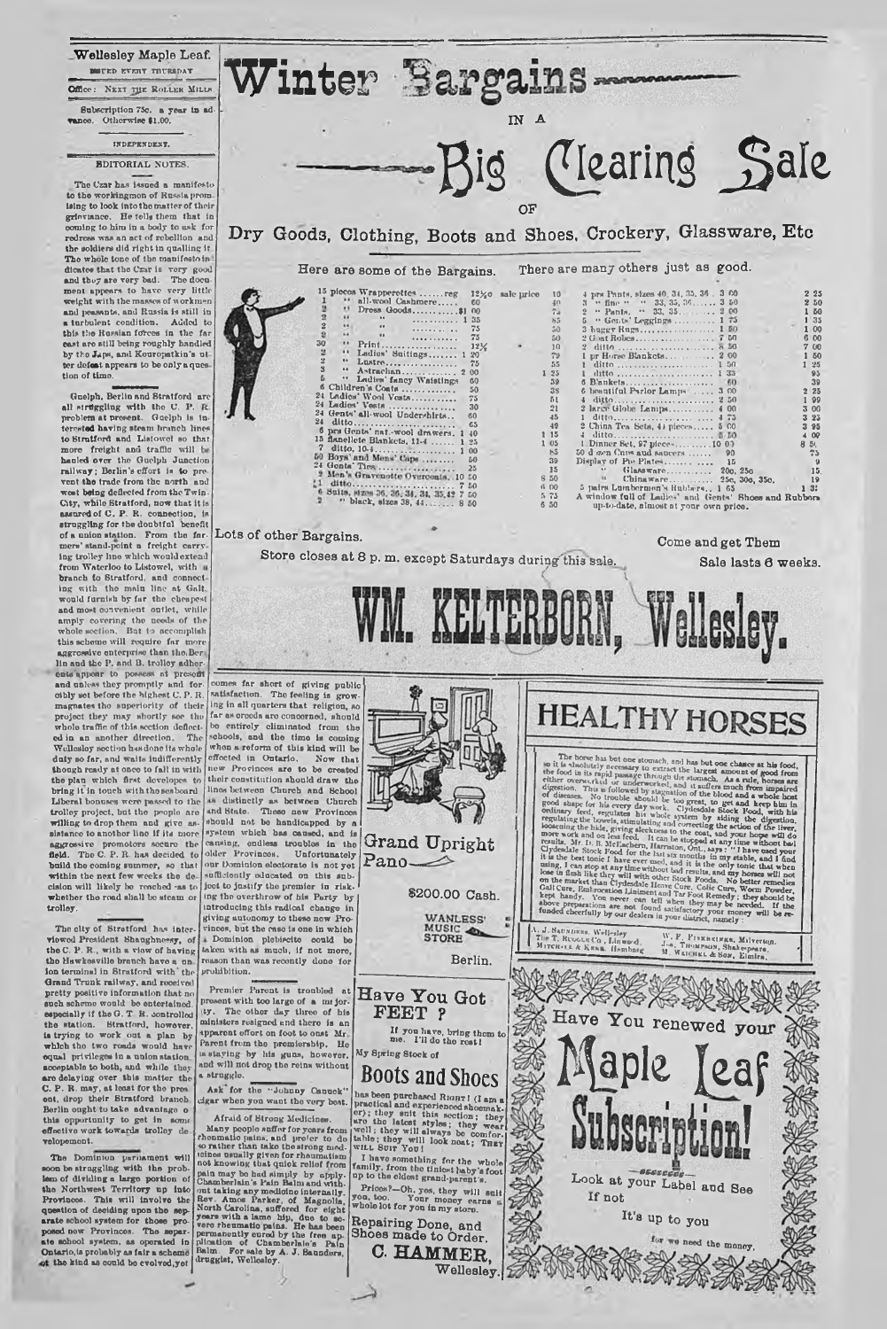## Wellesley Maple Leaf.

ISSUED EVERY THURSDAY

Office: NEXT THE ROLLER MILLS.

Subscription 75c. a year in advance. Otherwise $1.00.

INDEPENDENT.

### EDITORIAL NOTES.

The Czar has issued a manifesto to the workingmen of Russia promising to look into the matter of their grievance. He tells them that in coming to him in a body to ask for redress was an act of rebellion and the soldiers did right in quelling it. The whole tone of the manifesto indicates that the Czar is very good and they are very bad. The document appears to have very little weight with the masses of workmen and peasants, and Russia is still in a turbulent condition. Added to this the Russian forces in the far east are still being roughly handled by the Japs, and Kouropatkin's utter defeat appears to be only a question of time.

Guelph, Berlin and Stratford are all struggling with the C. P. R. problem at present. Guelph is interested having steam branch lines to Stratford and Listowel so that more freight and traffic will be hauled over the Guelph Junction railway; Berlin's effort is to prevent the trade from the north and west being deflected from the Twin-City, while Stratford, now that it is assured of C. P. R. connection, is struggling for the doubtful benefit of a union station. From the farmers' stand-point a freight carrying trolley line which would extend from Waterloo to Listowel, with a branch to Stratford, and connecting with the main line at Galt, would furnish by far the cheapest and most convenient outlet, while amply covering the needs of the whole section. But to accomplish this scheme will require far more aggressive enterprise than the Berlin and the P. and B. trolley adherents appear to possess at present and unless they promptly and forcibly set before the highest C. P. R. magnates the superiority of their project they may shortly see the whole traffic of this section deflected in an another direction. The Wellesley section has done its whole duty so far, and waits indifferently though ready at once to fall in with the plan which first developes to bring it in touch with the seaboard Liberal bonuses were passed to the trolley project, but the people are willing to drop them and give assistance to another line if its more aggressive promotors secure the field. The C. P. R. has decided to build the coming summer, so that within the next few weeks the decision will likely be reached as to whether the road shall be steam or trolley.

The city of Stratford has interviewed President Shaughnessy, of the C. P. R., with a view of having the Hawkesville branch have a union terminal in Stratford with the Grand Trunk railway, and received pretty positive information that no such scheme would be entertained especially if the G. T. R. controlled the station. Stratford, however, is trying to work out a plan by which the two roads would have equal privileges in a union station, acceptable to both, and while they are delaying over this matter the C. P. R. may, at least for the present, drop their Stratford branch. Berlin ought to take advantage of this opportunity to get in some effective work towards trolley development.

The Dominion parliament will soon be struggling with the problem of dividing a large portion of the Northwest Territory up into Provinces. This will involve the question of deciding upon the separate school system for those proposed new Provinces. The separate school system, as operated in Ontario, is probably as fair a scheme of the kind as could be evolved, yet comes far short of giving public satisfaction. The feeling is growing in all quarters that religion, so far as creeds are concerned, should be entirely eliminated from the schools, and the time is coming when a reform of this kind will be effected in Ontario. Now that new Provinces are to be created their constitution should draw the lines between Church and School as distinctly as between Church and State. These new Provinces should not be handicapped by a system which has caused, and is causing, endless troubles in the older Provinces. Unfortunately our Dominion electorate is not yet sufficiently educated on this subject to justify the premier in risking the overthrow of his Party by introducing this radical change in giving autonomy to these new Provinces, but the case is one in which a Dominion plebiscite could be taken with as much, if not more, reason than was recently done for prohibition.

Premier Parent is troubled at present with too large of a majority. The other day three of his ministers resigned and there is an apparent effort on foot to oust Mr. Parent from the premiership. He is staying by his guns, however, and will not drop the reins without a struggle.

Ask for the "Johnny Canuck" cigar when you want the very best.

Afraid of Strong Medicines.

Many people suffer for years from rheumatic pains, and prefer to do so rather than take the strong medicines usually given for rheumatism not knowing that quick relief from pain may be had simply by applying Chamberlain's Pain Balm and without taking any medicine internally. Rev. Amos Parker, of Magnolia, North Carolina, suffered for eight years with a lame hip, due to severe rheumatic pains. He has been permanently cured by the free application of Chamberlain's Pain Balm. For sale by A. J. Saunders, druggist, Wellesley.

---

# Winter Bargains

IN A

# Big Clearing Sale

OF

## Dry Goods, Clothing, Boots and Shoes, Crockery, Glassware, Etc

Here are some of the Bargains. There are many others just as good.

| | reg | sale price |
|---|---|---|
| 15 pieces Wrapperettes | 12½c | 10 |
| 1 " all-wool Cashmere | 60 | 40 |
| 2 " Dress Goods | $1 00 | 75 |
| 2 " " | 1 25 | 85 |
| 2 " " | 75 | 50 |
| 2 " " | 75 | 50 |
| 30 " Print | 12½ | 10 |
| 2 " Ladies' Suitings | 1 20 | 79 |
| 2 " Lustre | 75 | 55 |
| 3 " Astrachan | 2 00 | 1 25 |
| 5 " Ladies' fancy Waistings | 60 | 39 |
| 6 Children's Coats | 50 | 38 |
| 24 Ladies' Wool Vests | 75 | 51 |
| 24 Ladies' Vests | 30 | 21 |
| 24 Gents' all-wool Undershirts | 60 | 45 |
| 24 ditto | 65 | 49 |
| 6 prs Gents' nat.-wool drawers | 1 40 | 1 15 |
| 15 flanellete Blankets, 11-4 | 1 25 | 1 05 |
| 7 ditto, 10-4 | 1 00 | 85 |
| 50 Boys' and Mens' Caps | 50 | 39 |
| 24 Gents' Ties | 25 | 15 |
| 2 Men's Gravenotte Overcoats | 10 50 | 8 50 |
| 1 ditto | 7 50 | 6 00 |
| 6 Suits, sizes 36, 36, 34, 34, 35, 42 | 7 50 | 5 75 |
| 2 " black, sizes 38, 44 | 8 50 | 6 50 |

| | reg | sale price |
|---|---|---|
| 4 prs Pants, sizes 40, 34, 35, 34 | 3 00 | 2 25 |
| 3 " fine " " 33, 35, 36 | 3 50 | 2 50 |
| 2 " Pants, " 33, 35 | 2 00 | 1 50 |
| 5 " Gents' Leggings | 1 75 | 1 35 |
| 3 buggy Rugs | 1 50 | 1 00 |
| 2 Goat Robes | 7 50 | 6 00 |
| 2 ditto | 8 50 | 7 00 |
| 1 pr Horse Blankets | 2 00 | 1 50 |
| 1 ditto | 1 50 | 1 25 |
| 1 ditto | 1 35 | 95 |
| 6 Blankets | 60 | 39 |
| 6 beautiful Parlor Lamps | 3 00 | 2 25 |
| 4 ditto | 2 50 | 1 99 |
| 2 large Globe Lamps | 4 00 | 3 00 |
| 1 ditto | 4 75 | 3 25 |
| 2 China Tea Sets, 44 pieces | 5 00 | 3 95 |
| 4 ditto | 5 50 | 4 09 |
| 1 Dinner Set, 97 pieces | 10 00 | 8 50 |
| 50 dozen Cups and saucers | 90 | 75 |
| Display of Pie Plates | 15 | 9 |
| " Glassware | 20c, 25c | 15 |
| " Chinaware | 25c, 30c, 35c. | 19 |
| 5 pairs Lumbermen's Rubbers | 1 65 | 1 35 |

A window full of Ladies' and Gents' Shoes and Rubbers up-to-date, almost at your own price.

Lots of other Bargains. Come and get Them

Store closes at 8 p. m. except Saturdays during this sale. Sale lasts 6 weeks.

# WM. KELTERBORN, Wellesley.

---

Grand Upright Pano

$200.00 Cash.

WANLESS' MUSIC STORE

Berlin.

---

## Have You Got FEET ?

If you have, bring them to me. I'll do the rest!

My Spring Stock of

## Boots and Shoes

has been purchased RIGHT! (I am a practical and experienced shoemaker); they suit this section; they are the latest styles; they wear well; they will always be comfortable; they will look neat; THEY WILL SUIT YOU!

I have something for the whole family, from the tiniest baby's foot up to the eldest grand-parent's.

Prices?—Oh, yes, they will suit you, too. Your money earns a whole lot for you in my store.

Repairing Done, and Shoes made to Order.

**C. HAMMER,** Wellesley.

---

# HEALTHY HORSES

The horse has but one stomach, and has but one chance at his food, so it is absolutely necessary to extract the largest amount of good from the food in its rapid passage through the stomach. As a rule, horses are either overworked or underworked, and it suffers much from impaired digestion. This is followed by stagnation of the blood and a whole host of diseases. No trouble should be too great, to get and keep him in good shape for his every day work. Clydesdale Stock Food, with his ordinary feed, regulates his whole system by aiding the digestion, regulating the bowels, stimulating and correcting the action of the liver, loosening the hide, giving sleekness to the coat, and your horse will do more work and on less feed. It can be stopped at any time without bad results. Mr. D. B. McEachern, Harriston, Ont., says: "I have used your Clydesdale Stock Food for the last six months in my stable, and I find it is the best tonic I have ever used, and it is the only tonic that when using, I can stop at any time without bad results, and my horses will not lose in flesh like they will with other Stock Foods. No better remedies on the market than Clydesdale Heave Cure, Colic Cure, Worm Powder, Gall Cure, Embrocation Liniment and Tar Foot Remedy; they should be kept handy. You never can tell when they may be needed. If the above preparations are not found satisfactory your money will be refunded cheerfully by our dealers in your district, namely:

A. J. SAUNDERS, Wellesley
THE T. RIGGLE CO., Linwood
MITCHELL & KERR, Hamburg
W. F. FISCHER, Milverton
JAS. THOMPSON, Shakespeare
M. WEICHEL & SON, Elmira.

---

Have You renewed your

# Maple Leaf Subscription!

Look at your Label and See If not

It's up to you

for we need the money.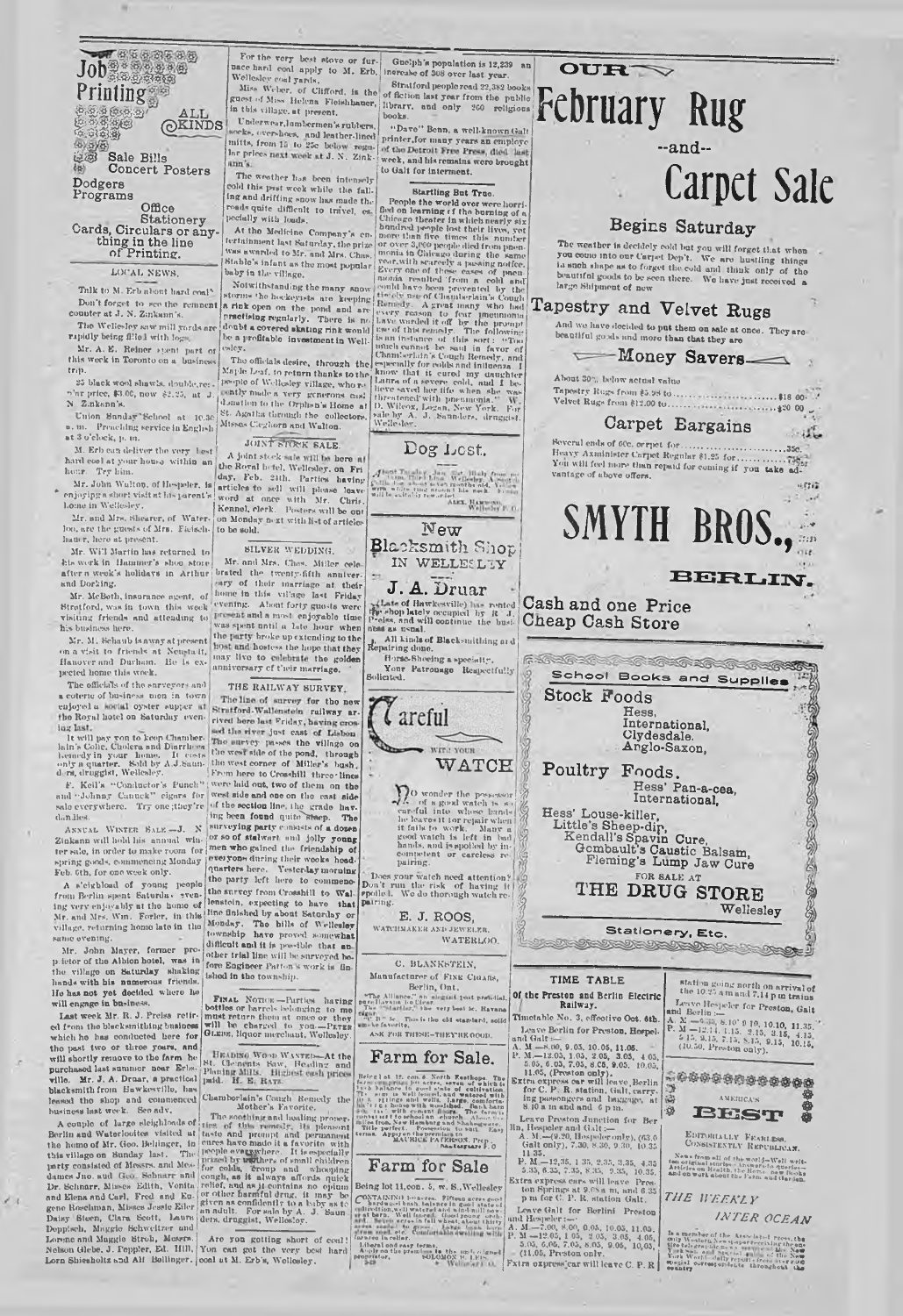# Job Printing

ALL KINDS

Sale Bills
Concert Posters
Dodgers
Programs
Office Stationery
Cards, Circulars or anything in the line of Printing.

## LOCAL NEWS.

Talk to M. Erb about hard coal.

Don't forget to see the remnant counter at J. N. Zinkann's.

The Wellesley saw mill yards are rapidly being filled with logs.

Mr. A. E. Reiner spent part of this week in Toronto on a business trip.

25 black wool shawls, double, regular $3.00, now $2.25, at J. N. Zinkann's.

Union Sunday School at 10.30 a. m. Preaching service in English at 3 o'clock, p. m.

M. Erb can deliver the very best hard coal at your house within an hour. Try him.

Mr. John Walton, of Hespeler, is enjoying a short visit at his parent's home in Wellesley.

Mr. and Mrs. Shearer, of Waterloo, are the guests of Mrs. Fleischhauer, here at present.

Mr. Will Martin has returned to his work in Hammer's shoe store after a week's holidays in Arthur and Dorking.

Mr. McBeth, insurance agent, of Stratford, was in town this week visiting friends and attending to his business here.

Mr. M. Schaub is away at present on a visit to friends at Neustadt, Hanover and Durham. He is expected home this week.

The officials of the surveyors and a coterie of business men in town enjoyed a social oyster supper at the Royal hotel on Saturday evening last.

It will pay you to keep Chamberlain's Colic, Cholera and Diarrhoea Remedy in your home. It costs only a quarter. Sold by A. J. Saunders, druggist, Wellesley.

F. Keil's "Conductor's Punch" and "Johnny Canuck" cigars for sale everywhere. Try one; they're dandies.

ANNUAL WINTER SALE.—J. N. Zinkann will hold his annual winter sale, in order to make room for spring goods, commencing Monday Feb. 6th, for one week only.

A sleighload of young people from Berlin spent Saturday evening very enjoyably at the home of Mr. and Mrs. Wm. Forler, in this village, returning home late in the same evening.

Mr. John Mayer, former proprietor of the Albion hotel, was in the village on Saturday shaking hands with his numerous friends. He has not yet decided where he will engage in business.

Last week Mr. R. J. Preiss retired from the blacksmithing business which he has conducted here for the past two or three years, and will shortly remove to the farm he purchased last summer near Erbsville. Mr. J. A. Druar, a practical blacksmith from Hawkesville, has leased the shop and commenced business last week. See adv.

A couple of large sleighloads of Berlin and Waterloo ites visited at the home of Mr. Geo. Bolinger, in this village on Sunday last. The party consisted of Messrs. and Mesdames Jno. and Geo. Schnarr and Dr. Schnarr, Misses Edith, Venita and Elena and Carl, Fred and Eugene Roschman, Misses Jessie Eiler Daisy Steen, Clara Scott, Laura Doppisch, Maggie Schweitzer and Lorene and Maggie Stroh, Messrs. Nelson Glebe, J. Peppler, Ed. Hill, Lorn Shiesholtz and Alf Bollinger.

For the very best stove or furnace hard coal apply to M. Erb, Wellesley coal yards.

Miss Weber, of Clifford, is the guest of Miss Helena Fleischhauer, in this village, at present.

Underwear, lumbermen's rubbers, socks, overshoes, and leather-lined mitts, from 15 to 25c below regular prices next week at J. N. Zinkann's.

The weather has been intensely cold this past week while the falling and drifting snow has made the roads quite difficult to travel, especially with loads.

At the Medicine Company's entertainment last Saturday, the prize was awarded to Mr. and Mrs. Chas. Stable's infant as the most popular baby in the village.

Notwithstanding the many snow storms the hockeyists are keeping a rink open on the pond and are practising regularly. There is no doubt a covered skating rink would be a profitable investment in Wellesley.

The officials desire, through the Maple Leaf, to return thanks to the people of Wellesley village, who recently made a very generous cash donation to the Orphan's Home at St. Agatha through the collectors, Misses Cleghorn and Walton.

### JOINT STOCK SALE.

A joint stock sale will be here at the Royal hotel, Wellesley, on Friday, Feb. 24th. Parties having articles to sell will please leave word at once with Mr. Chris. Kennel, clerk. Posters will be out on Monday next with list of articles to be sold.

### SILVER WEDDING.

Mr. and Mrs. Chas. Miller celebrated the twenty-fifth anniversary of their marriage at their home in this village last Friday evening. About forty guests were present and a most enjoyable time was spent until a late hour when the party broke up extending to the host and hostess the hope that they may live to celebrate the golden anniversary of their marriage.

### THE RAILWAY SURVEY.

The line of survey for the new Stratford-Wallenstein railway arrived here last Friday, having crossed the river just east of Lisbon. The survey passes the village on the west side of the pond, through the west corner of Miller's bush. From here to Crosshill three lines were laid out, two of them on the west side and one on the east side of the section line, the grade having been found quite steep. The surveying party consists of a dozen or so of stalwart and jolly young men who gained the friendship of everyone during their weeks headquarters here. Yesterday morning the party left here to commence the survey from Crosshill to Wallenstein, expecting to have that line finished by about Saturday or Monday. The hills of Wellesley township have proved somewhat difficult and it is possible that another trial line will be surveyed before Engineer Patton's work is finished in the township.

FINAL NOTICE—Parties having bottles or barrels belonging to me must return them at once or they will be charged to you.—PETER GLEBE, liquor merchant, Wellesley.

HEADING WOOD WANTED—At the St. Clements Saw, Heading and Planing Mills. Highest cash prices paid. H. E. RATZ.

Chamberlain's Cough Remedy the Mother's Favorite.

The soothing and healing properties of this remedy, its pleasant taste and prompt and permanent cures have made it a favorite with people everywhere. It is especially prized by mothers of small children for colds, croup and whooping cough, as it always affords quick relief, and as it contains no opium or other harmful drug, it may be given as confidently to a baby as to an adult. For sale by A. J. Saunders, druggist, Wellesley.

Are you getting short of coal? You can get the very best hard coal at M. Erb's, Wellesley.

Guelph's population is 12,239 an increase of 308 over last year.

Stratford people read 23,382 books of fiction last year from the public library, and only 200 religious books.

"Dave" Benn, a well-known Galt printer, for many years an employe of the Detroit Free Press, died last week, and his remains were brought to Galt for interment.

### Startling But True.

People the world over were horrified on learning of the burning of a Chicago theater in which nearly six hundred people lost their lives, yet more than five times this number or over 3,000 people died from pneumonia in Chicago during the same year, with scarcely a passing notice. Every one of these cases of pneumonia resulted from a cold and could have been prevented by the timely use of Chamberlain's Cough Remedy. A great many who had every reason to fear pneumonia have warded it off by the prompt use of this remedy. The following is an instance of this sort: "Too much cannot be said in favor of Chamberlain's Cough Remedy, and especially for colds and influenza. I know that it cured my daughter Laura of a severe cold, and I believe saved her life when she was threatened with pneumonia." W. D. Wilcox, Logan, New York. For sale by A. J. Saunders, druggist, Wellesley.

## Dog Lost.

About Tuesday, Jan. 3rd (black) from my ... Wellesley ... will be suitably rewarded.

ALEX. HAWSON, Wellesley P.O.

## New Blacksmith Shop IN WELLESLEY

### J. A. Druar

(Late of Hawkesville) has rented the shop lately occupied by R. J. Preiss, and will continue the business as usual.

All kinds of Blacksmithing and Repairing done.

Horse-Shoeing a specialty.

Your Patronage Respectfully Solicited.

## Careful WITH YOUR WATCH

No wonder the possessor of a good watch is so careful into whose hands he leaves it for repair when it fails to work. Many a good watch is left in bad hands, and is spoiled by incompetent or careless repairing.

Does your watch need attention? Don't run the risk of having it spoiled. We do thorough watch repairing.

**E. J. ROOS,**
WATCHMAKER AND JEWELER,
WATERLOO.

**C. BLANKSTEIN,**
Manufacturer of FINE CIGARS,
Berlin, Ont.

"The Alliance," an elegant post prandial, pure Havana ... "Startler," the very best ... This is the old standard, sold ... favorite.

ASK FOR THESE—THEY'RE GOOD.

## Farm for Sale.

Being lot 12, con. 6, North Easthope. The farm comprises 100 acres, ... of cultivation ... well fenced and watered with ... Large comfortable ... Title perfect. Possession to suit. Easy terms. Apply on the premises to MAURICE PATERSON, Prop. Shakespeare P.O.

## Farm for Sale

Being lot 11, con. 5, W. S., Wellesley.

CONTAINING 50 acres. Fifteen acres good hardwood bush balance in good state of cultivation, well watered and ... Seven acres in fall wheat ... Comfortable dwelling with ... Liberal and easy terms to the ... Apply on the premises to the undersigned proprietor, SOLOMON WELLS, ... Wellesley P.O.

# OUR February Rug --and-- Carpet Sale

## Begins Saturday

The weather is decidely cold but you will forget that when you come into our Carpet Dep't. We are hustling things in such shape as to forget the cold and think only of the beautiful goods to be seen there. We have just received a large Shipment of new

## Tapestry and Velvet Rugs

And we have decided to put them on sale at once. They are beautiful goods and more than that they are

### Money Savers

About 30% below actual value
Tapestry Rugs from $5.98 to ........................ $18.00
Velvet Rugs from $12.00 to ........................ $30.00

### Carpet Bargains

Several ends of 60c. carpet for ........................ 35c.
Heavy Axminister Carpet Regular $1.25 for ........................ 75c.
You will feel more than repaid for coming if you take advantage of above offers.

# SMYTH BROS.,

## BERLIN.

Cash and one Price
Cheap Cash Store

## School Books and Supplies

### Stock Foods

Hess,
International,
Clydesdale,
Anglo-Saxon,

### Poultry Foods.

Hess' Pan-a-cea,
International,

Hess' Louse-killer,
Little's Sheep-dip,
Kendall's Spavin Cure,
Gombault's Caustic Balsam,
Fleming's Lump Jaw Cure

FOR SALE AT

## THE DRUG STORE

Wellesley

Stationery, Etc.

### TIME TABLE

**Of the Preston and Berlin Electric Railway.**

Timetable No. 3, effective Oct. 6th.

Leave Berlin for Preston, Hespeler and Galt:—
A. M.—8.00, 9.05, 10.05, 11.05.
P. M.—12.05, 1.05, 2.05, 3.05, 4.05, 5.05, 6.05, 7.05, 8.05, 9.05, 10.05, 11.05, (Preston only).

Extra express car will leave Berlin for C. P. R. station, Galt, carrying passengers and baggage, at 8.10 a m and and 6 p m.

Leave Preston Junction for Berlin, Hespeler and Galt:—
A. M.—(9.20, Hespeler only), (63.0 Galt only), 7.30, 8.30, 9.30, 10.35 11.35.
P. M.—12.35, 1.35, 2.35, 3.35, 4.35 5.35, 6.35, 7.35, 8.35, 9.35, 10.35.

Extra express cars will leave Preston Springs at 9.08 a m, and 6.35 p m for C. P. R. station Galt.

Leave Galt for Berlin Preston and Hespeler:—
A. M.—7.00, 8.00, 9.05, 10.05, 11.05.
P. M.—12.05, 1.05, 2.05, 3.05, 4.05, 5.05, 6.05, 7.05, 8.05, 9.05, 10.05, (11.05, Preston only.

Extra express car will leave C. P. R. station going north on arrival of the 10.25 a m and 7.14 p m trains

Leave Hespeler for Preston, Galt and Berlin:—
A. M.—6.35, 8.10, 9.10, 10.10, 11.35.
P. M.—12.14, 1.15, 2.15, 3.15, 4.15, 5.15, 6.15, 7.15, 8.15, 9.15, 10.15, (10.50, Preston only).

AMERICA'S

## BEST

EDITORIALLY FEARLESS.
CONSISTENTLY REPUBLICAN.

News from all of the world—Well written, original stories—Answers to queries—Articles on Health, the Home, new Books and on work about the Farm and Garden.

## THE WEEKLY INTER OCEAN

Is a member of the Associated Press, the only Western Newspaper receiving the entire telegraphic news service of the New York Sun and special cable of the New York World—daily reports from over 2,000 special correspondents throughout the country.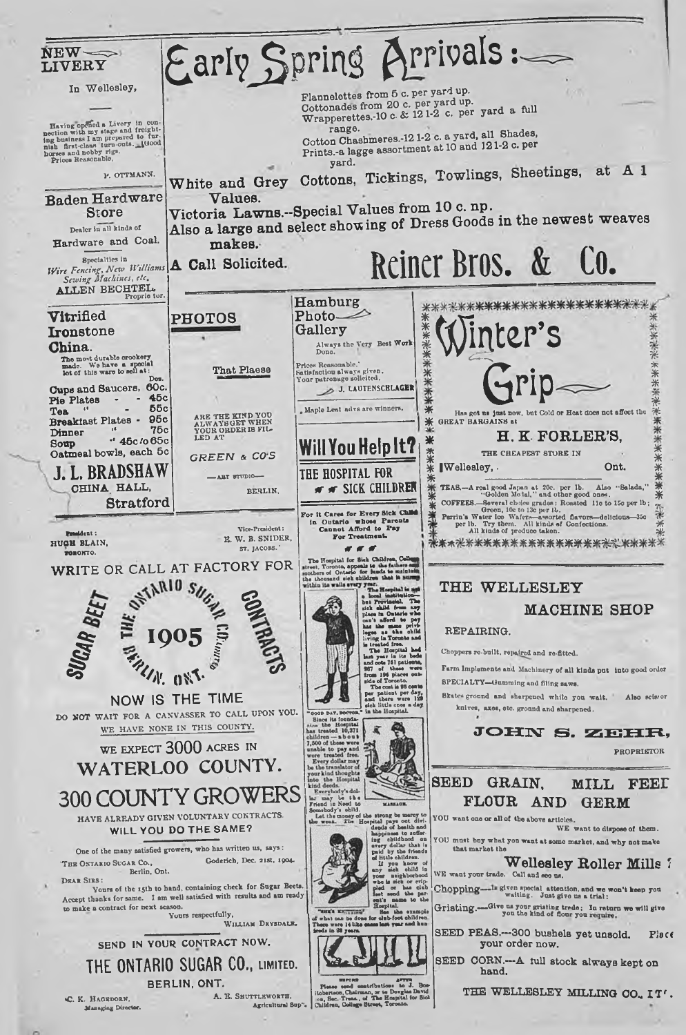## NEW LIVERY

In Wellesley,

Having opened a Livery in connection with my stage and freighting business I am prepared to furnish first-class turn-outs. Good horses and nobby rigs. Prices Reasonable.

P. OTTMANN.

# Early Spring Arrivals:

Flannelettes from 5 c. per yard up.
Cottonades from 20 c. per yard up.
Wrapperettes.-10 c. & 12 1-2 c. per yard a full range.
Cotton Chashmeres.-12 1-2 c. a yard, all Shades,
Prints.-a lagge assortment at 10 and 12 1-2 c. per yard.

White and Grey Cottons, Tickings, Towlings, Sheetings, at A 1 Values.

Victoria Lawns.--Special Values from 10 c. np.

Also a large and select showing of Dress Goods in the newest weaves makes.

A Call Solicited.

## Reiner Bros. & Co.

## Baden Hardware Store

Dealer in all kinds of Hardware and Coal.

Specialties in *Wire Fencing, New Williams Sewing Machines, etc.*

ALLEN BECHTEL, Proprietor.

## Vitrified Ironstone China.

The most durable crockery made. We have a special lot of this ware to sell at:

| | | |
|---|---|---|
| | | Doz. |
| Cups and Saucers, | | 60c. |
| Pie Plates | - | 45c |
| Tea " | - | 55c |
| Breakfast Plates | - | 95c |
| Dinner " | | 75c |
| Soup " | | 45c to 65c |

Oatmeal bowls, each 5c

## J. L. BRADSHAW

CHINA HALL, Stratford

## PHOTOS

That Please

ARE THE KIND YOU ALWAYS GET WHEN YOUR ORDER IS FILLED AT

*GREEN & CO'S*

—ART STUDIO—

BERLIN.

## Hamburg Photo Gallery

Always the Very Best Work Done.

Prices Reasonable.
Satisfaction always given.
Your patronage solicited.

J. LAUTENSCHLAGER

Maple Leaf advs are winners.

## Winter's Grip

Has got us just now, but Cold or Heat does not affect the GREAT BARGAINS at

### H. K. FORLER'S,

THE CHEAPEST STORE IN

Wellesley, Ont.

TEAS.—A real good Japan at 20c. per lb. Also "Salada," "Golden Medal," and other good ones.
COFFEES.—Several choice grades; Roasted 11c to 15c per lb; Green, 10c to 13c per lb.
Perrin's Water Ice Wafers—assorted flavors—delicious—35c per lb. Try them. All kinds of Confections.
All kinds of produce taken.

President:
HUGH BLAIN,
TORONTO.

Vice-President:
E. W. B. SNIDER,
ST. JACOBS.

WRITE OR CALL AT FACTORY FOR

## SUGAR BEET CONTRACTS

THE ONTARIO SUGAR CO. LIMITED
1905
BERLIN, ONT.

### NOW IS THE TIME

DO NOT WAIT FOR A CANVASSER TO CALL UPON YOU.
WE HAVE NONE IN THIS COUNTY.

WE EXPECT 3000 ACRES IN

## WATERLOO COUNTY.

## 300 COUNTY GROWERS

HAVE ALREADY GIVEN VOLUNTARY CONTRACTS.
WILL YOU DO THE SAME?

One of the many satisfied growers, who has written us, says:

THE ONTARIO SUGAR CO., Berlin, Ont. Goderich, Dec. 21st, 1904.

DEAR SIRS:

Yours of the 15th to hand, containing check for Sugar Beets. Accept thanks for same. I am well satisfied with results and am ready to make a contract for next season.

Yours respectfully,
WILLIAM DRYSDALE.

SEND IN YOUR CONTRACT NOW.

THE ONTARIO SUGAR CO., LIMITED.
BERLIN, ONT.

C. K. HAGEDORN, Managing Director.

A. E. SHUTTLEWORTH, Agricultural Sup't.

## Will You Help It?

### THE HOSPITAL FOR SICK CHILDREN

For it Cares for Every Sick Child in Ontario whose Parents Cannot Afford to Pay For Treatment.

The Hospital for Sick Children, College street, Toronto, appeals to the fathers and mothers of Ontario for funds to maintain the thousand sick children that is within its walls every year.

The Hospital is not a local institution—but Provincial. The sick child from any place in Ontario who can't afford to pay has the same privileges as the child living in Toronto and is treated free.

The Hospital had last year in its beds and cots 761 patients, 267 of these were from 196 places outside of Toronto.

The cost is 96 cents per patient per day, and there were 123 sick little ones a day in the Hospital.

"GOOD DAY, DOCTOR"

Since its foundation the Hospital has treated 10,371 children—about 7,500 of these were unable to pay and were treated free.

Every dollar may be the translator of your kind thoughts into the Hospital kind deeds.

Everybody's dollar may be the Friend in Need to Somebody's child.

MASSAGE.

Let the money of the strong be mercy to the weak. The Hospital pays out dividends of health and happiness to suffering childhood on every dollar that is paid by the friends of little children.

If you know of any sick child in your neighborhood who is sick or crippled or has club feet send the parent's name to the Hospital.

"SHE'S KNITTING"

See the example of what can be done for club-foot children. There were 18 like cases last year and hundreds in 28 years.

BEFORE AFTER

Please send contributions to J. Ross Robertson, Chairman, or to Douglas Davidson, Sec.-Treas., of The Hospital for Sick Children, College Street, Toronto.

## THE WELLESLEY MACHINE SHOP

REPAIRING.

Choppers re-built, repaired and re-fitted.

Farm Implements and Machinery of all kinds put into good order

SPECIALTY—Gumming and filing saws.

Skates ground and sharpened while you wait. Also scissor knives, axes, etc. ground and sharpened.

### JOHN S. ZEHR,

PROPRIETOR

## SEED GRAIN, MILL FEED FLOUR AND GERM

YOU want one or all of the above articles.

WE want to dispose of them.

YOU must buy what you want at some market, and why not make that market the

### Wellesley Roller Mills ?

WE want your trade. Call and see us.

Chopping—is given special attention, and we won't keep you waiting. Just give us a trial:

Gristing.—Give us your gristing trade; In return we will give you the kind of flour you require.

SEED PEAS.—300 bushels yet unsold. Place your order now.

SEED CORN.—A full stock always kept on hand.

THE WELLESLEY MILLING CO., LT'.